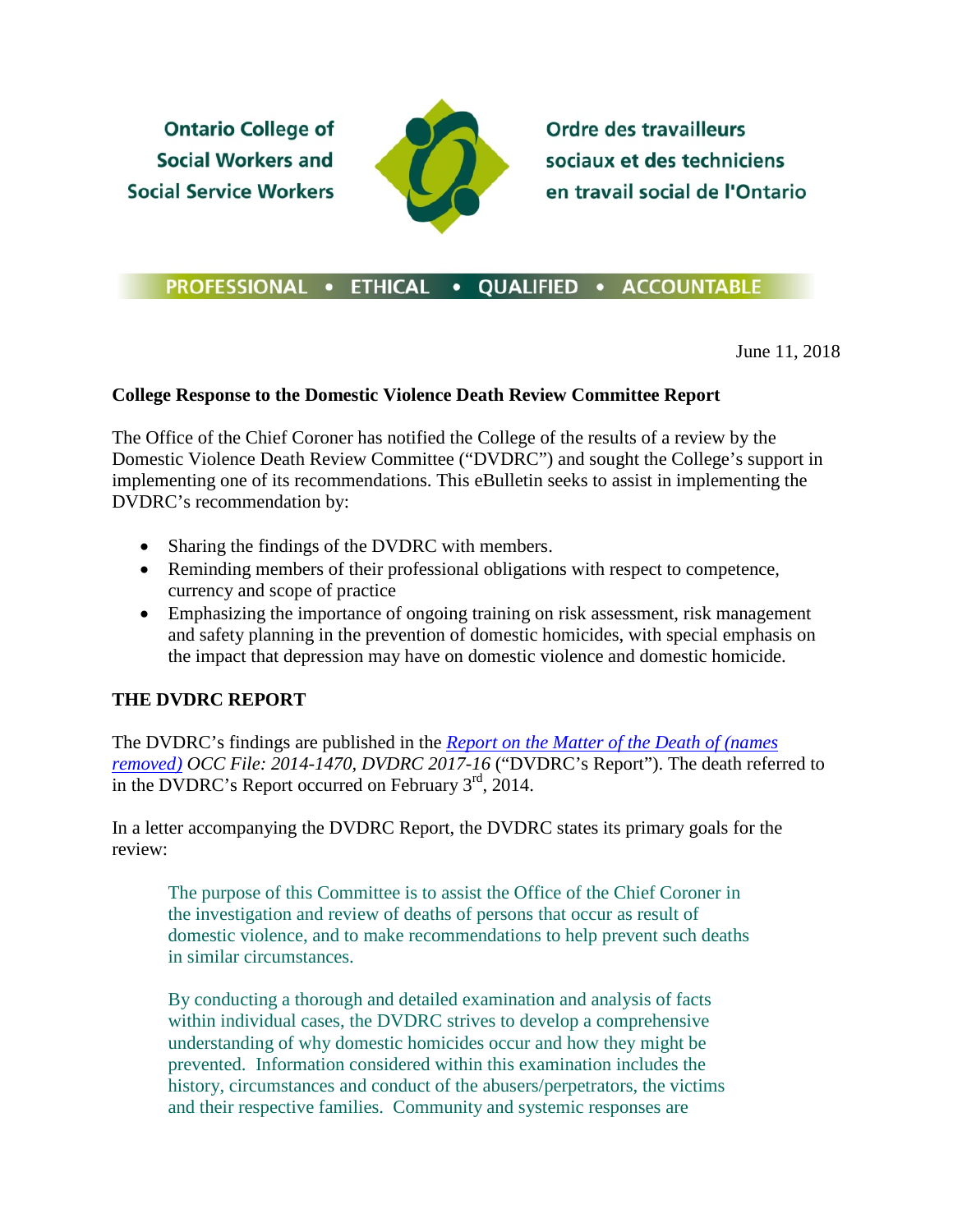Ontario College of Social Workers and Social Service Workers

Ordre des travailleurs sociaux et des techniciens en travail social de l'Ontario

PROFESSIONAL • ETHICAL • QUALIFIED • ACCOUNTABLE

June 11, 2018

**College Response to the Domestic Violence Death Review Committee Report**

The Office of the Chief Coroner has notified the College of the results of a review by the Domestic Violence Death Review Committee ("DVDRC") and sought the College's support in implementing one of its recommendations. This eBulletin seeks to assist in implementing the DVDRC's recommendation by:

- Sharing the findings of the DVDRC with members.
- Reminding members of their professional obligations with respect to competence, currency and scope of practice
- Emphasizing the importance of ongoing training on risk assessment, risk management and safety planning in the prevention of domestic homicides, with special emphasis on the impact that depression may have on domestic violence and domestic homicide.

**THE DVDRC REPORT**

The DVDRC's findings are published in the *Report on the Matter of the Death of (names removed) OCC File: 2014-1470, DVDRC 2017-16* ("DVDRC's Report"). The death referred to in the DVDRC's Report occurred on February 3rd, 2014.

In a letter accompanying the DVDRC Report, the DVDRC states its primary goals for the review:

> The purpose of this Committee is to assist the Office of the Chief Coroner in the investigation and review of deaths of persons that occur as result of domestic violence, and to make recommendations to help prevent such deaths in similar circumstances.
>
> By conducting a thorough and detailed examination and analysis of facts within individual cases, the DVDRC strives to develop a comprehensive understanding of why domestic homicides occur and how they might be prevented. Information considered within this examination includes the history, circumstances and conduct of the abusers/perpetrators, the victims and their respective families. Community and systemic responses are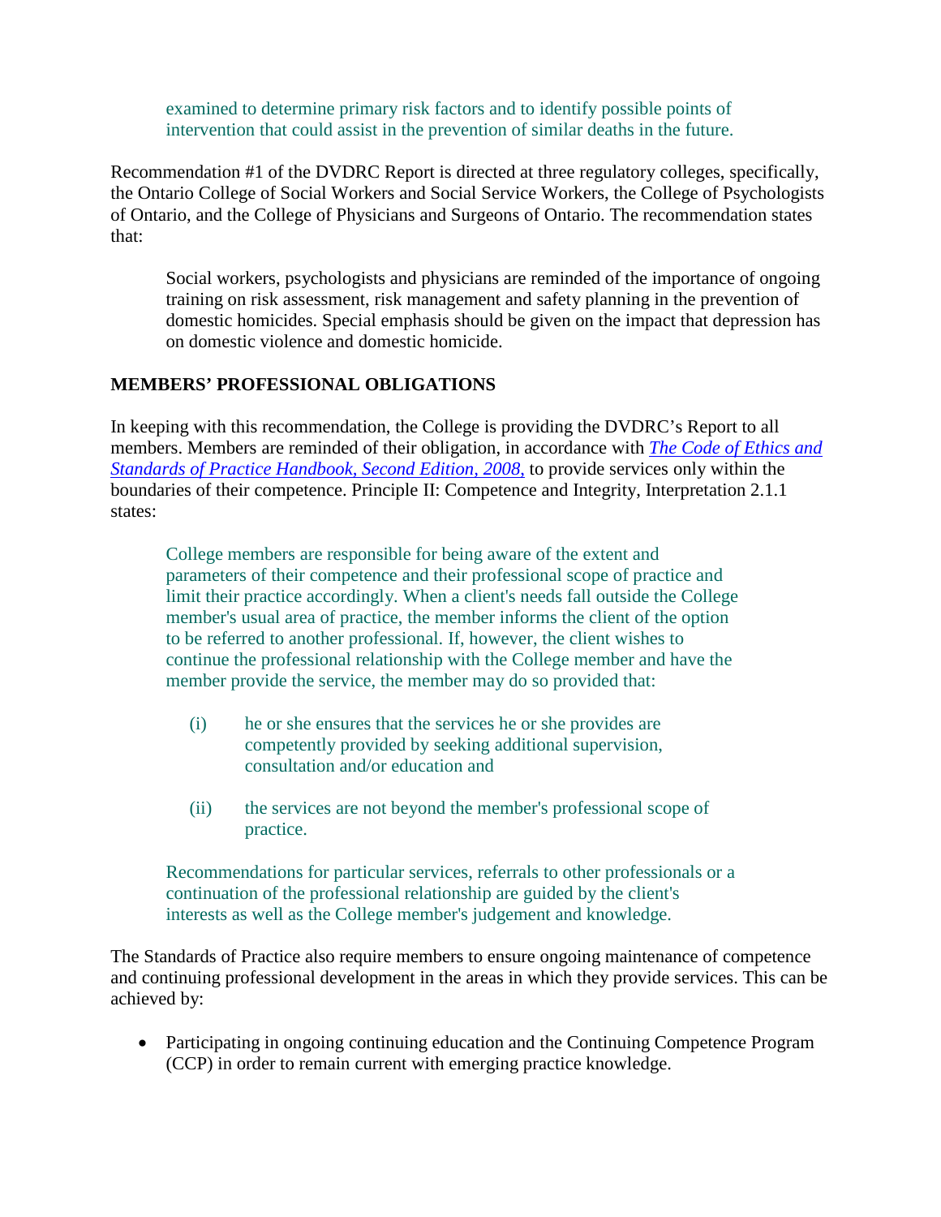> examined to determine primary risk factors and to identify possible points of intervention that could assist in the prevention of similar deaths in the future.

Recommendation #1 of the DVDRC Report is directed at three regulatory colleges, specifically, the Ontario College of Social Workers and Social Service Workers, the College of Psychologists of Ontario, and the College of Physicians and Surgeons of Ontario. The recommendation states that:

> Social workers, psychologists and physicians are reminded of the importance of ongoing training on risk assessment, risk management and safety planning in the prevention of domestic homicides. Special emphasis should be given on the impact that depression has on domestic violence and domestic homicide.

**MEMBERS' PROFESSIONAL OBLIGATIONS**

In keeping with this recommendation, the College is providing the DVDRC's Report to all members. Members are reminded of their obligation, in accordance with *The Code of Ethics and Standards of Practice Handbook, Second Edition, 2008,* to provide services only within the boundaries of their competence. Principle II: Competence and Integrity, Interpretation 2.1.1 states:

> College members are responsible for being aware of the extent and parameters of their competence and their professional scope of practice and limit their practice accordingly. When a client's needs fall outside the College member's usual area of practice, the member informs the client of the option to be referred to another professional. If, however, the client wishes to continue the professional relationship with the College member and have the member provide the service, the member may do so provided that:
>
> (i) he or she ensures that the services he or she provides are competently provided by seeking additional supervision, consultation and/or education and
>
> (ii) the services are not beyond the member's professional scope of practice.
>
> Recommendations for particular services, referrals to other professionals or a continuation of the professional relationship are guided by the client's interests as well as the College member's judgement and knowledge.

The Standards of Practice also require members to ensure ongoing maintenance of competence and continuing professional development in the areas in which they provide services. This can be achieved by:

- Participating in ongoing continuing education and the Continuing Competence Program (CCP) in order to remain current with emerging practice knowledge.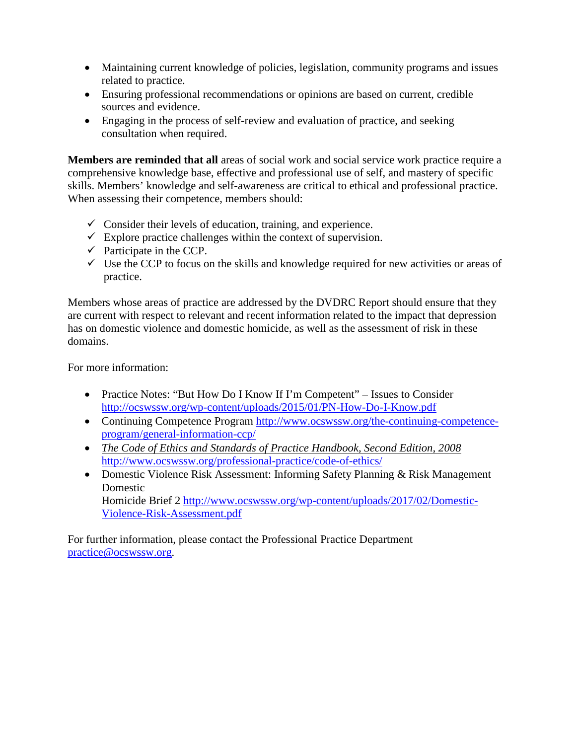- Maintaining current knowledge of policies, legislation, community programs and issues related to practice.
- Ensuring professional recommendations or opinions are based on current, credible sources and evidence.
- Engaging in the process of self-review and evaluation of practice, and seeking consultation when required.

**Members are reminded that all** areas of social work and social service work practice require a comprehensive knowledge base, effective and professional use of self, and mastery of specific skills. Members' knowledge and self-awareness are critical to ethical and professional practice. When assessing their competence, members should:

- ✓ Consider their levels of education, training, and experience.
- ✓ Explore practice challenges within the context of supervision.
- ✓ Participate in the CCP.
- ✓ Use the CCP to focus on the skills and knowledge required for new activities or areas of practice.

Members whose areas of practice are addressed by the DVDRC Report should ensure that they are current with respect to relevant and recent information related to the impact that depression has on domestic violence and domestic homicide, as well as the assessment of risk in these domains.

For more information:

- Practice Notes: "But How Do I Know If I'm Competent" – Issues to Consider http://ocswssw.org/wp-content/uploads/2015/01/PN-How-Do-I-Know.pdf
- Continuing Competence Program http://www.ocswssw.org/the-continuing-competence-program/general-information-ccp/
- *The Code of Ethics and Standards of Practice Handbook, Second Edition, 2008* http://www.ocswssw.org/professional-practice/code-of-ethics/
- Domestic Violence Risk Assessment: Informing Safety Planning & Risk Management Domestic
  Homicide Brief 2 http://www.ocswssw.org/wp-content/uploads/2017/02/Domestic-Violence-Risk-Assessment.pdf

For further information, please contact the Professional Practice Department practice@ocswssw.org.